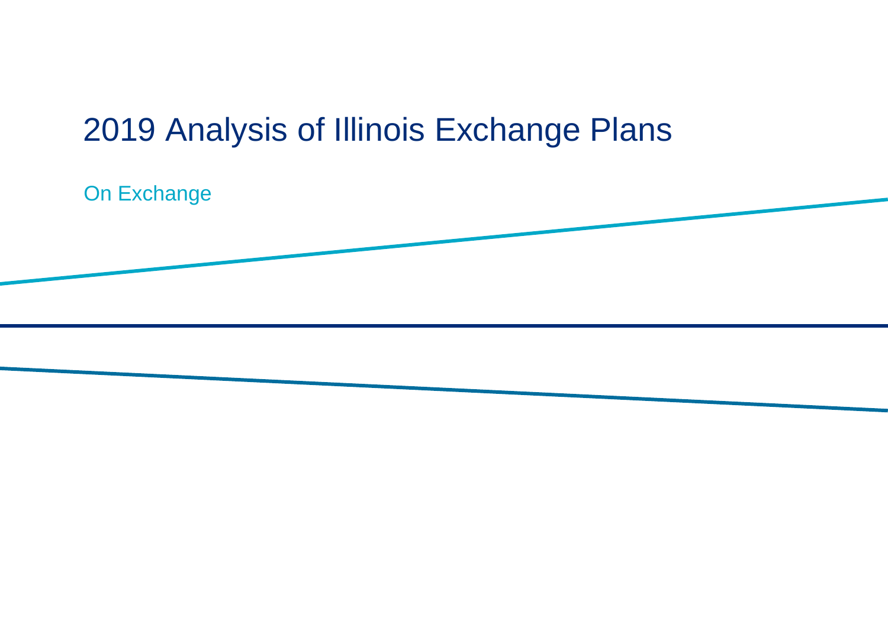# 2019 Analysis of Illinois Exchange Plans

## On Exchange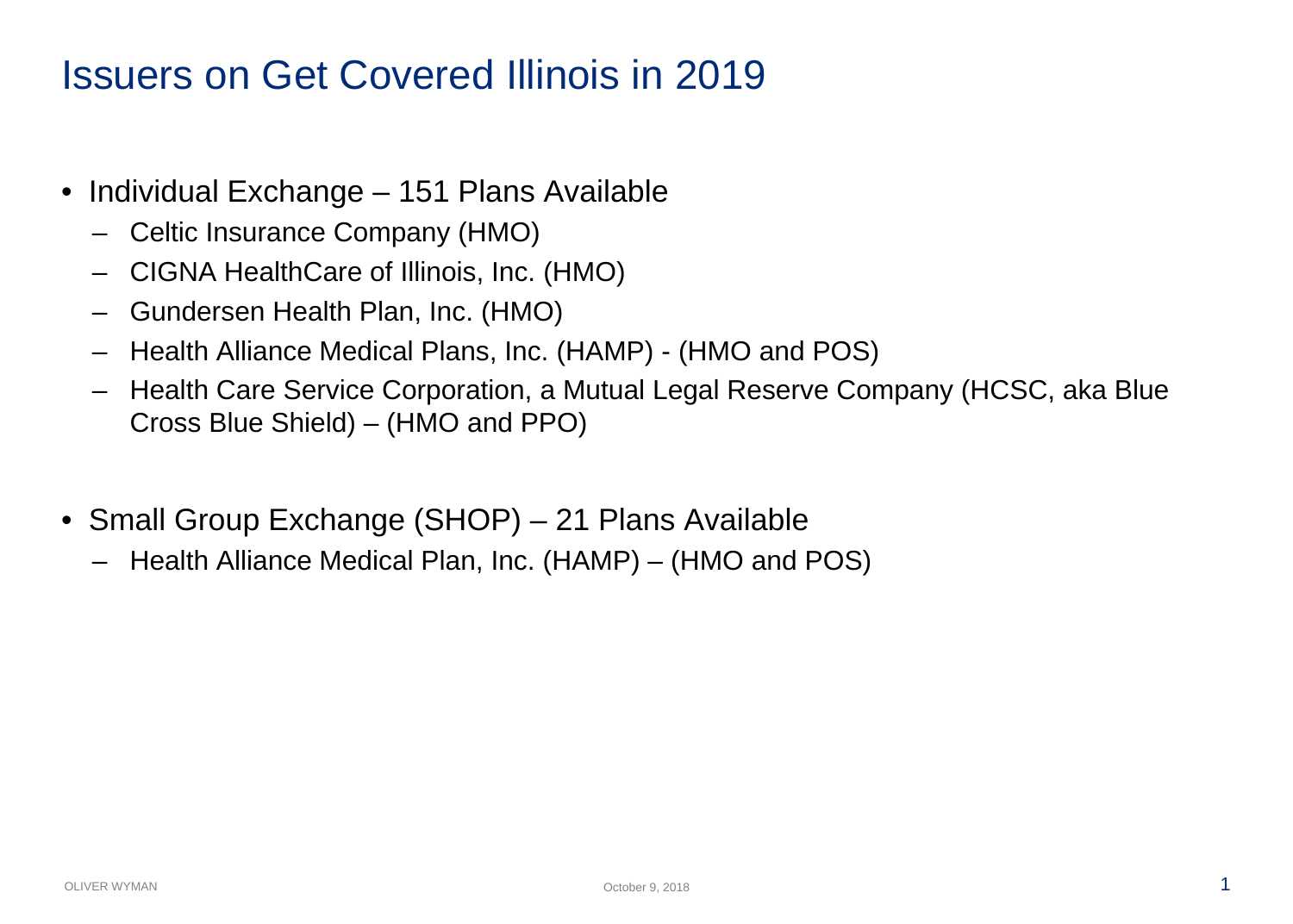# Issuers on Get Covered Illinois in 2019

- Individual Exchange – 151 Plans Available
  - Celtic Insurance Company (HMO)
  - CIGNA HealthCare of Illinois, Inc. (HMO)
  - Gundersen Health Plan, Inc. (HMO)
  - Health Alliance Medical Plans, Inc. (HAMP) - (HMO and POS)
  - Health Care Service Corporation, a Mutual Legal Reserve Company (HCSC, aka Blue Cross Blue Shield) – (HMO and PPO)

- Small Group Exchange (SHOP) – 21 Plans Available
  - Health Alliance Medical Plan, Inc. (HAMP) – (HMO and POS)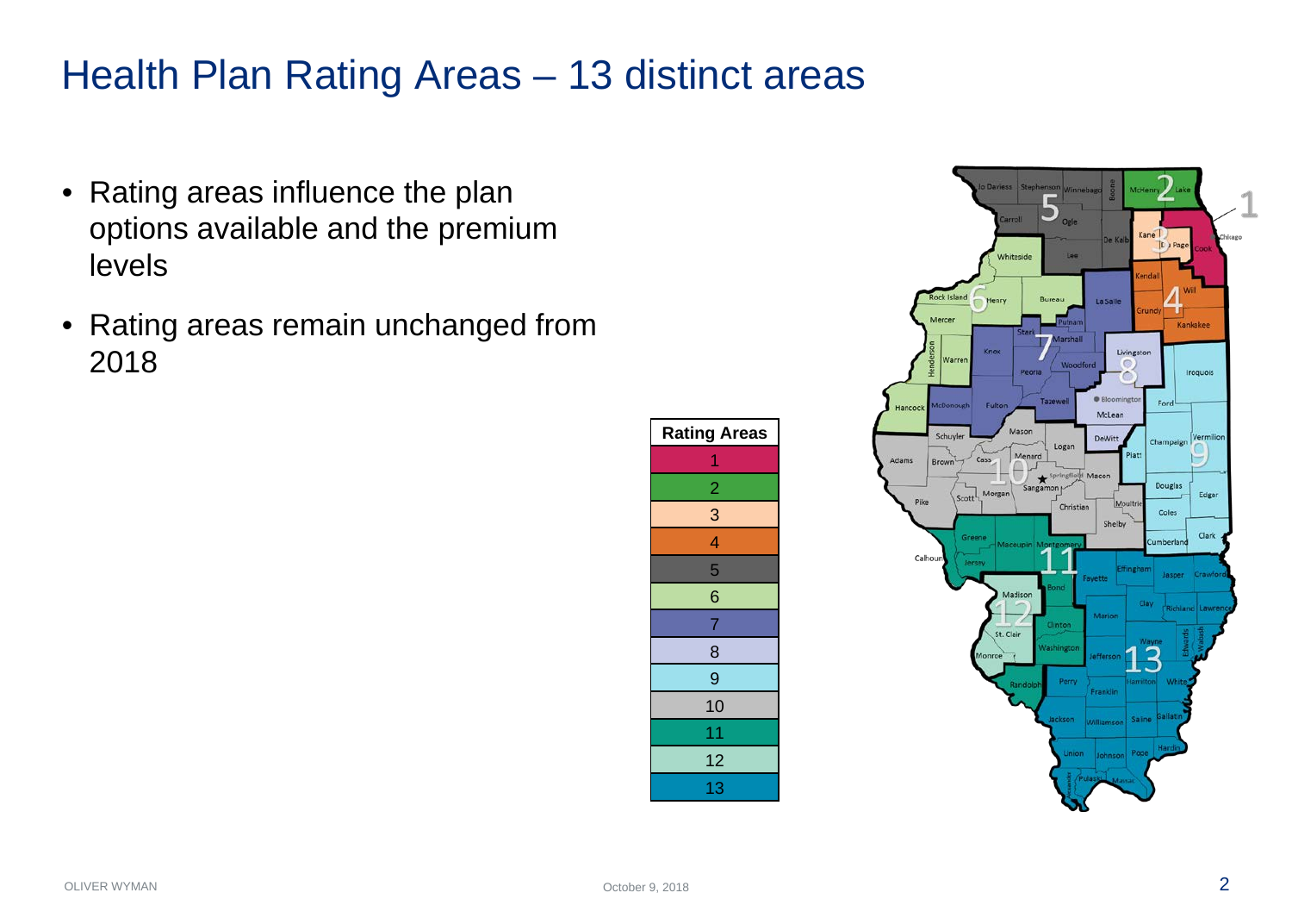# Health Plan Rating Areas – 13 distinct areas

- Rating areas influence the plan options available and the premium levels
- Rating areas remain unchanged from 2018

| Rating Areas |
|---|
| 1 |
| 2 |
| 3 |
| 4 |
| 5 |
| 6 |
| 7 |
| 8 |
| 9 |
| 10 |
| 11 |
| 12 |
| 13 |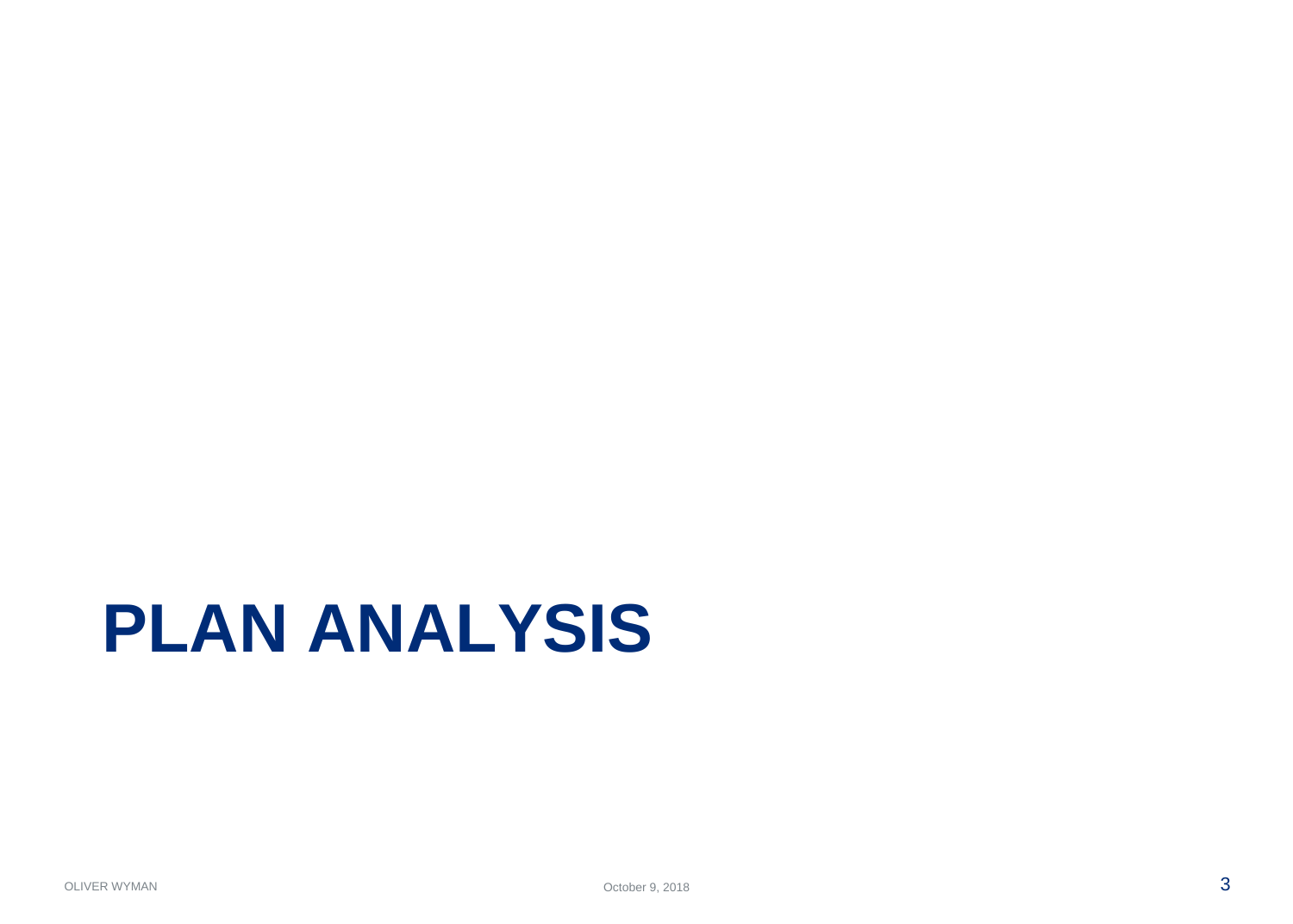# PLAN ANALYSIS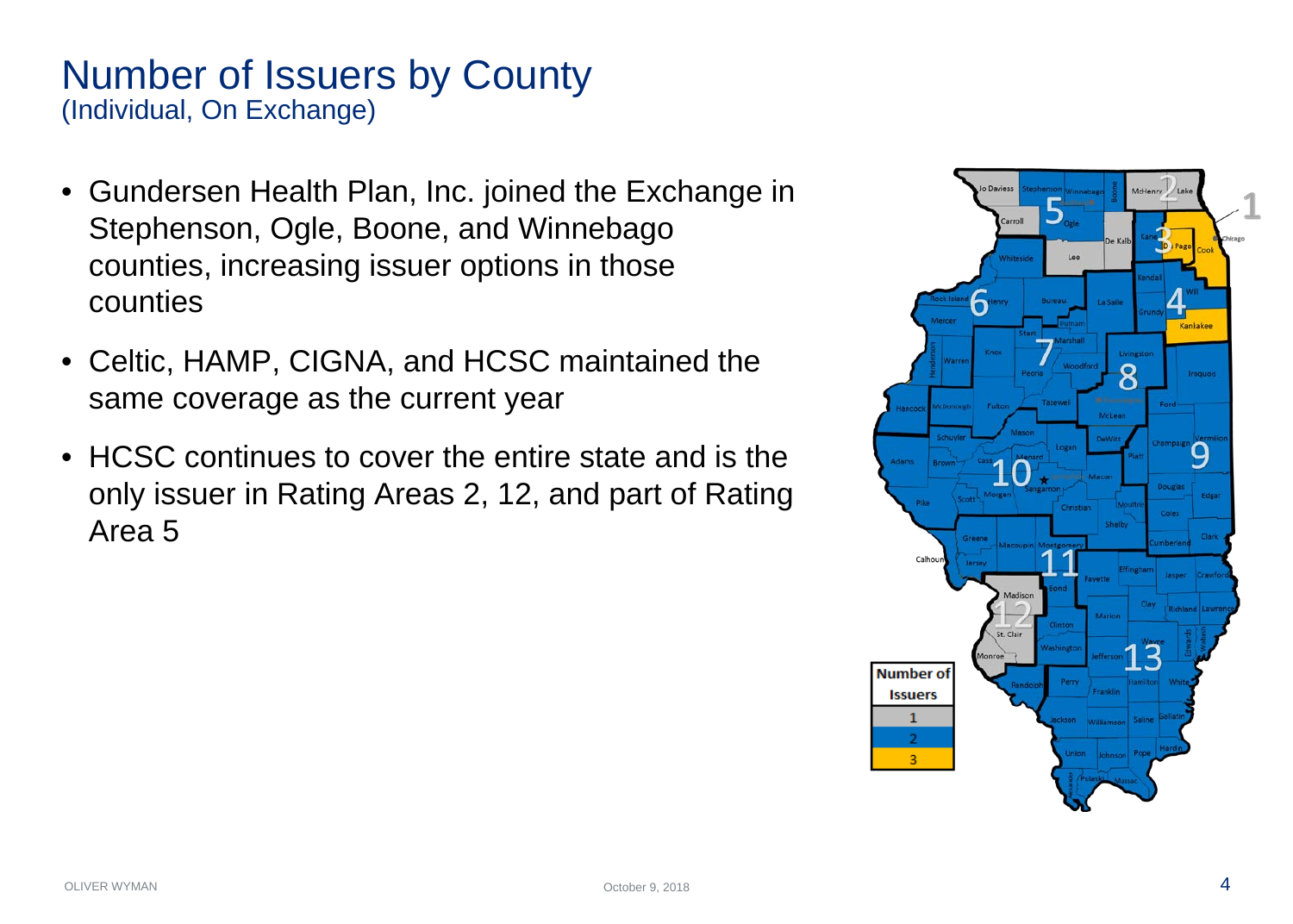# Number of Issuers by County

(Individual, On Exchange)

- Gundersen Health Plan, Inc. joined the Exchange in Stephenson, Ogle, Boone, and Winnebago counties, increasing issuer options in those counties
- Celtic, HAMP, CIGNA, and HCSC maintained the same coverage as the current year
- HCSC continues to cover the entire state and is the only issuer in Rating Areas 2, 12, and part of Rating Area 5

| Number of Issuers |
|---|
| 1 |
| 2 |
| 3 |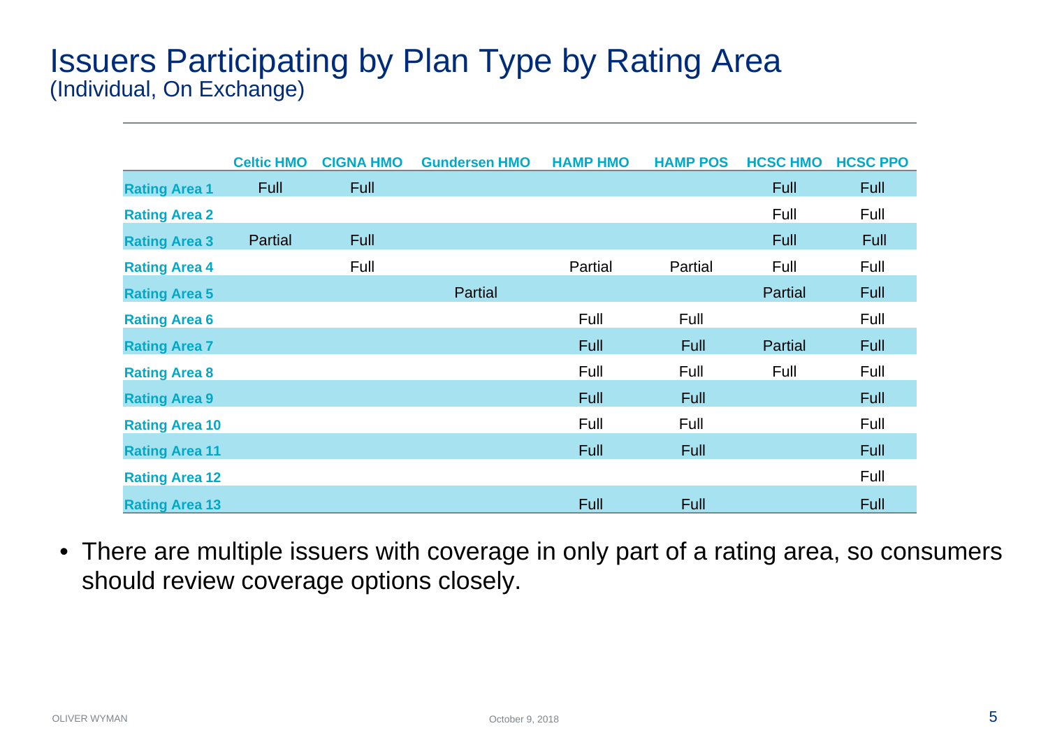# Issuers Participating by Plan Type by Rating Area
(Individual, On Exchange)

| | Celtic HMO | CIGNA HMO | Gundersen HMO | HAMP HMO | HAMP POS | HCSC HMO | HCSC PPO |
|---|---|---|---|---|---|---|---|
| Rating Area 1 | Full | Full | | | | Full | Full |
| Rating Area 2 | | | | | | Full | Full |
| Rating Area 3 | Partial | Full | | | | Full | Full |
| Rating Area 4 | | Full | | Partial | Partial | Full | Full |
| Rating Area 5 | | | Partial | | | Partial | Full |
| Rating Area 6 | | | | Full | Full | | Full |
| Rating Area 7 | | | | Full | Full | Partial | Full |
| Rating Area 8 | | | | Full | Full | Full | Full |
| Rating Area 9 | | | | Full | Full | | Full |
| Rating Area 10 | | | | Full | Full | | Full |
| Rating Area 11 | | | | Full | Full | | Full |
| Rating Area 12 | | | | | | | Full |
| Rating Area 13 | | | | Full | Full | | Full |

- There are multiple issuers with coverage in only part of a rating area, so consumers should review coverage options closely.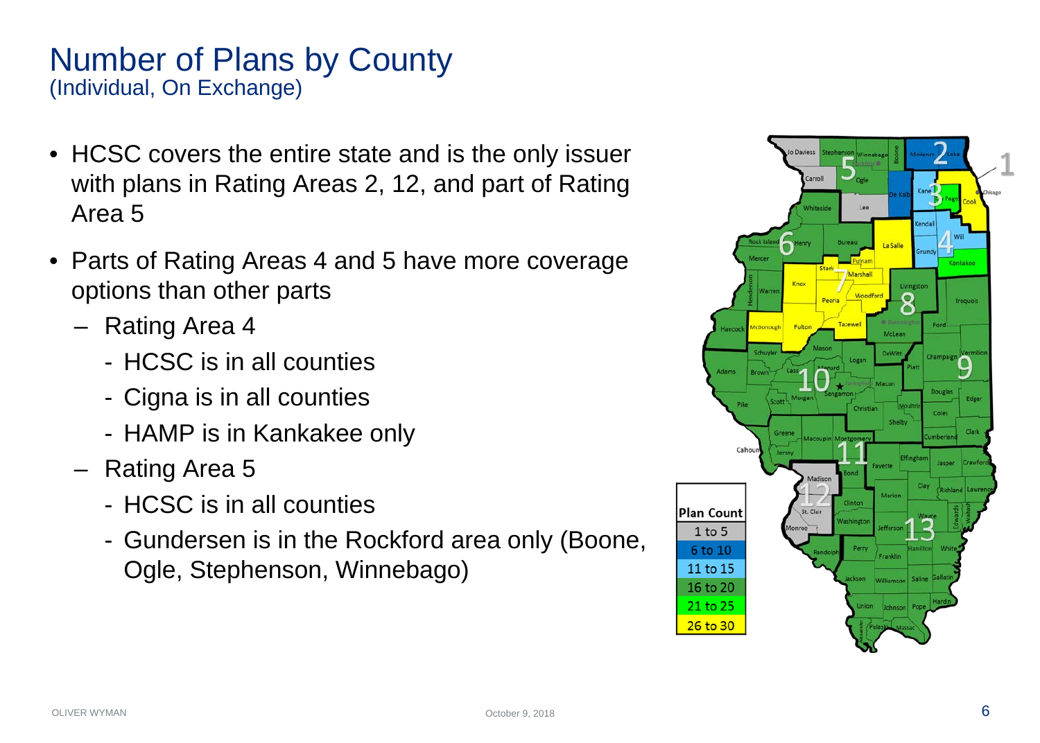# Number of Plans by County

(Individual, On Exchange)

- HCSC covers the entire state and is the only issuer with plans in Rating Areas 2, 12, and part of Rating Area 5
- Parts of Rating Areas 4 and 5 have more coverage options than other parts
  - Rating Area 4
    - HCSC is in all counties
    - Cigna is in all counties
    - HAMP is in Kankakee only
  - Rating Area 5
    - HCSC is in all counties
    - Gundersen is in the Rockford area only (Boone, Ogle, Stephenson, Winnebago)

| Plan Count |
| --- |
| 1 to 5 |
| 6 to 10 |
| 11 to 15 |
| 16 to 20 |
| 21 to 25 |
| 26 to 30 |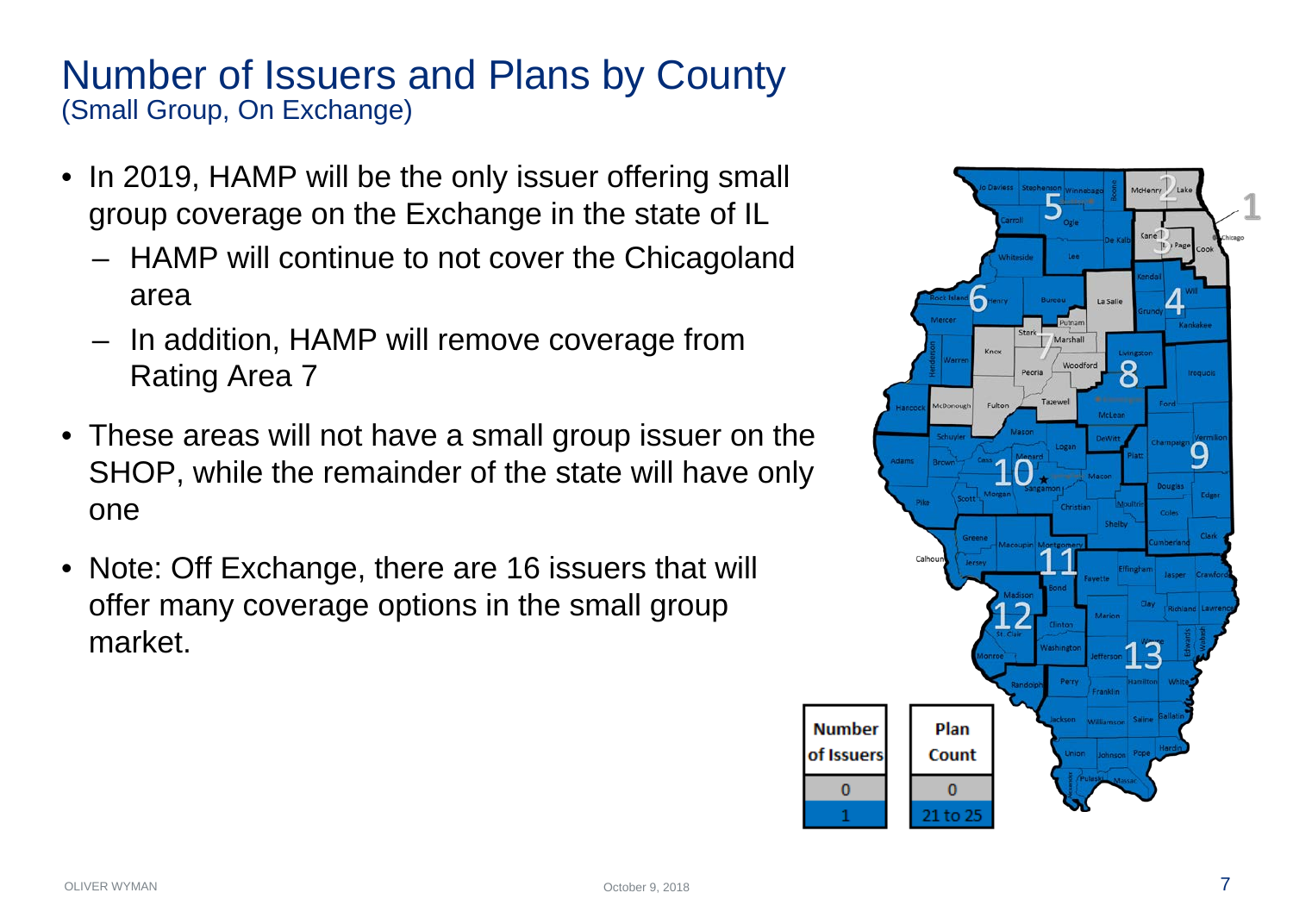# Number of Issuers and Plans by County

(Small Group, On Exchange)

- In 2019, HAMP will be the only issuer offering small group coverage on the Exchange in the state of IL
  - HAMP will continue to not cover the Chicagoland area
  - In addition, HAMP will remove coverage from Rating Area 7
- These areas will not have a small group issuer on the SHOP, while the remainder of the state will have only one
- Note: Off Exchange, there are 16 issuers that will offer many coverage options in the small group market.

| Number of Issuers |
|---|
| 0 |
| 1 |

| Plan Count |
|---|
| 0 |
| 21 to 25 |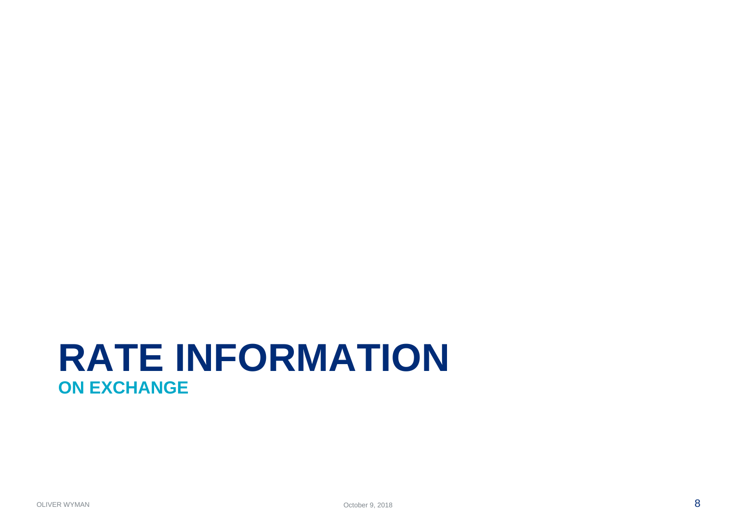# RATE INFORMATION

## ON EXCHANGE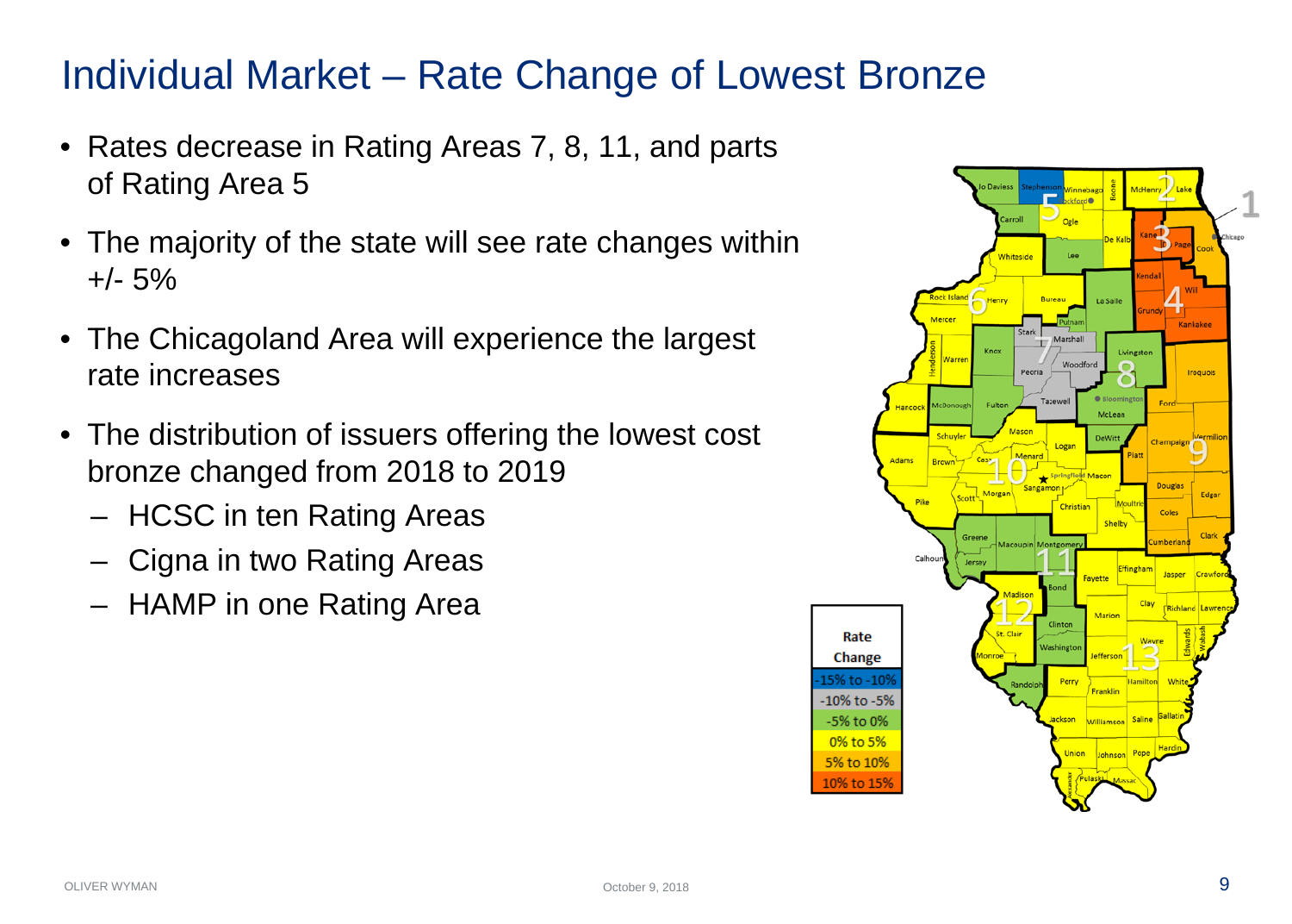# Individual Market – Rate Change of Lowest Bronze

- Rates decrease in Rating Areas 7, 8, 11, and parts of Rating Area 5
- The majority of the state will see rate changes within +/- 5%
- The Chicagoland Area will experience the largest rate increases
- The distribution of issuers offering the lowest cost bronze changed from 2018 to 2019
  - HCSC in ten Rating Areas
  - Cigna in two Rating Areas
  - HAMP in one Rating Area

| Rate Change |
| --- |
| -15% to -10% |
| -10% to -5% |
| -5% to 0% |
| 0% to 5% |
| 5% to 10% |
| 10% to 15% |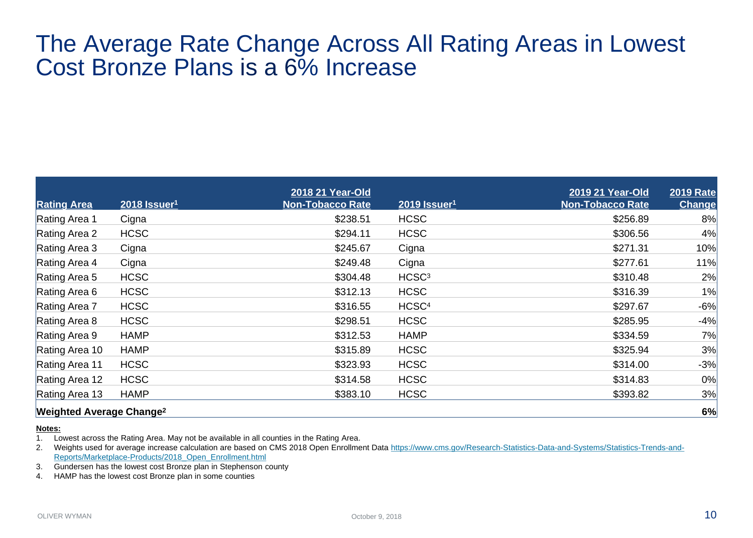# The Average Rate Change Across All Rating Areas in Lowest Cost Bronze Plans is a 6% Increase

| Rating Area | 2018 Issuer[1] | 2018 21 Year-Old Non-Tobacco Rate | 2019 Issuer[1] | 2019 21 Year-Old Non-Tobacco Rate | 2019 Rate Change |
|---|---|---|---|---|---|
| Rating Area 1 | Cigna | $238.51 | HCSC | $256.89 | 8% |
| Rating Area 2 | HCSC | $294.11 | HCSC | $306.56 | 4% |
| Rating Area 3 | Cigna | $245.67 | Cigna | $271.31 | 10% |
| Rating Area 4 | Cigna | $249.48 | Cigna | $277.61 | 11% |
| Rating Area 5 | HCSC | $304.48 | HCSC[3] | $310.48 | 2% |
| Rating Area 6 | HCSC | $312.13 | HCSC | $316.39 | 1% |
| Rating Area 7 | HCSC | $316.55 | HCSC[4] | $297.67 | -6% |
| Rating Area 8 | HCSC | $298.51 | HCSC | $285.95 | -4% |
| Rating Area 9 | HAMP | $312.53 | HAMP | $334.59 | 7% |
| Rating Area 10 | HAMP | $315.89 | HCSC | $325.94 | 3% |
| Rating Area 11 | HCSC | $323.93 | HCSC | $314.00 | -3% |
| Rating Area 12 | HCSC | $314.58 | HCSC | $314.83 | 0% |
| Rating Area 13 | HAMP | $383.10 | HCSC | $393.82 | 3% |
| **Weighted Average Change[2]** | | | | | **6%** |

**Notes:**

1. Lowest across the Rating Area. May not be available in all counties in the Rating Area.
2. Weights used for average increase calculation are based on CMS 2018 Open Enrollment Data https://www.cms.gov/Research-Statistics-Data-and-Systems/Statistics-Trends-and-Reports/Marketplace-Products/2018_Open_Enrollment.html
3. Gundersen has the lowest cost Bronze plan in Stephenson county
4. HAMP has the lowest cost Bronze plan in some counties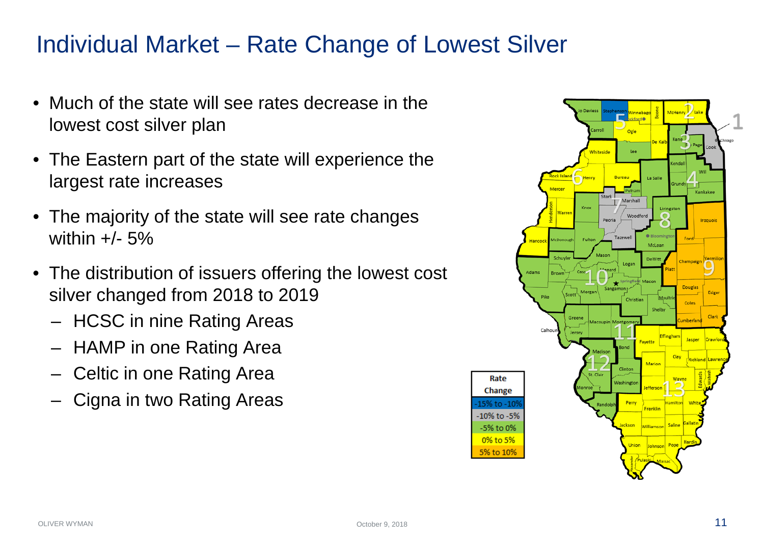# Individual Market – Rate Change of Lowest Silver

- Much of the state will see rates decrease in the lowest cost silver plan
- The Eastern part of the state will experience the largest rate increases
- The majority of the state will see rate changes within +/- 5%
- The distribution of issuers offering the lowest cost silver changed from 2018 to 2019
  - HCSC in nine Rating Areas
  - HAMP in one Rating Area
  - Celtic in one Rating Area
  - Cigna in two Rating Areas

| Rate Change |
| --- |
| -15% to -10% |
| -10% to -5% |
| -5% to 0% |
| 0% to 5% |
| 5% to 10% |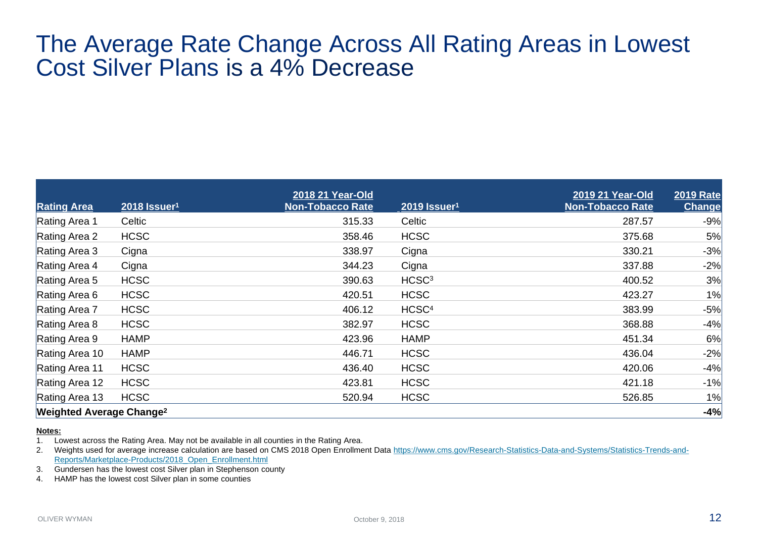# The Average Rate Change Across All Rating Areas in Lowest Cost Silver Plans is a 4% Decrease

| Rating Area | 2018 Issuer[1] | 2018 21 Year-Old Non-Tobacco Rate | 2019 Issuer[1] | 2019 21 Year-Old Non-Tobacco Rate | 2019 Rate Change |
|---|---|---|---|---|---|
| Rating Area 1 | Celtic | 315.33 | Celtic | 287.57 | -9% |
| Rating Area 2 | HCSC | 358.46 | HCSC | 375.68 | 5% |
| Rating Area 3 | Cigna | 338.97 | Cigna | 330.21 | -3% |
| Rating Area 4 | Cigna | 344.23 | Cigna | 337.88 | -2% |
| Rating Area 5 | HCSC | 390.63 | HCSC[3] | 400.52 | 3% |
| Rating Area 6 | HCSC | 420.51 | HCSC | 423.27 | 1% |
| Rating Area 7 | HCSC | 406.12 | HCSC[4] | 383.99 | -5% |
| Rating Area 8 | HCSC | 382.97 | HCSC | 368.88 | -4% |
| Rating Area 9 | HAMP | 423.96 | HAMP | 451.34 | 6% |
| Rating Area 10 | HAMP | 446.71 | HCSC | 436.04 | -2% |
| Rating Area 11 | HCSC | 436.40 | HCSC | 420.06 | -4% |
| Rating Area 12 | HCSC | 423.81 | HCSC | 421.18 | -1% |
| Rating Area 13 | HCSC | 520.94 | HCSC | 526.85 | 1% |
| **Weighted Average Change[2]** | | | | | **-4%** |

**Notes:**

1. Lowest across the Rating Area. May not be available in all counties in the Rating Area.
2. Weights used for average increase calculation are based on CMS 2018 Open Enrollment Data https://www.cms.gov/Research-Statistics-Data-and-Systems/Statistics-Trends-and-Reports/Marketplace-Products/2018_Open_Enrollment.html
3. Gundersen has the lowest cost Silver plan in Stephenson county
4. HAMP has the lowest cost Silver plan in some counties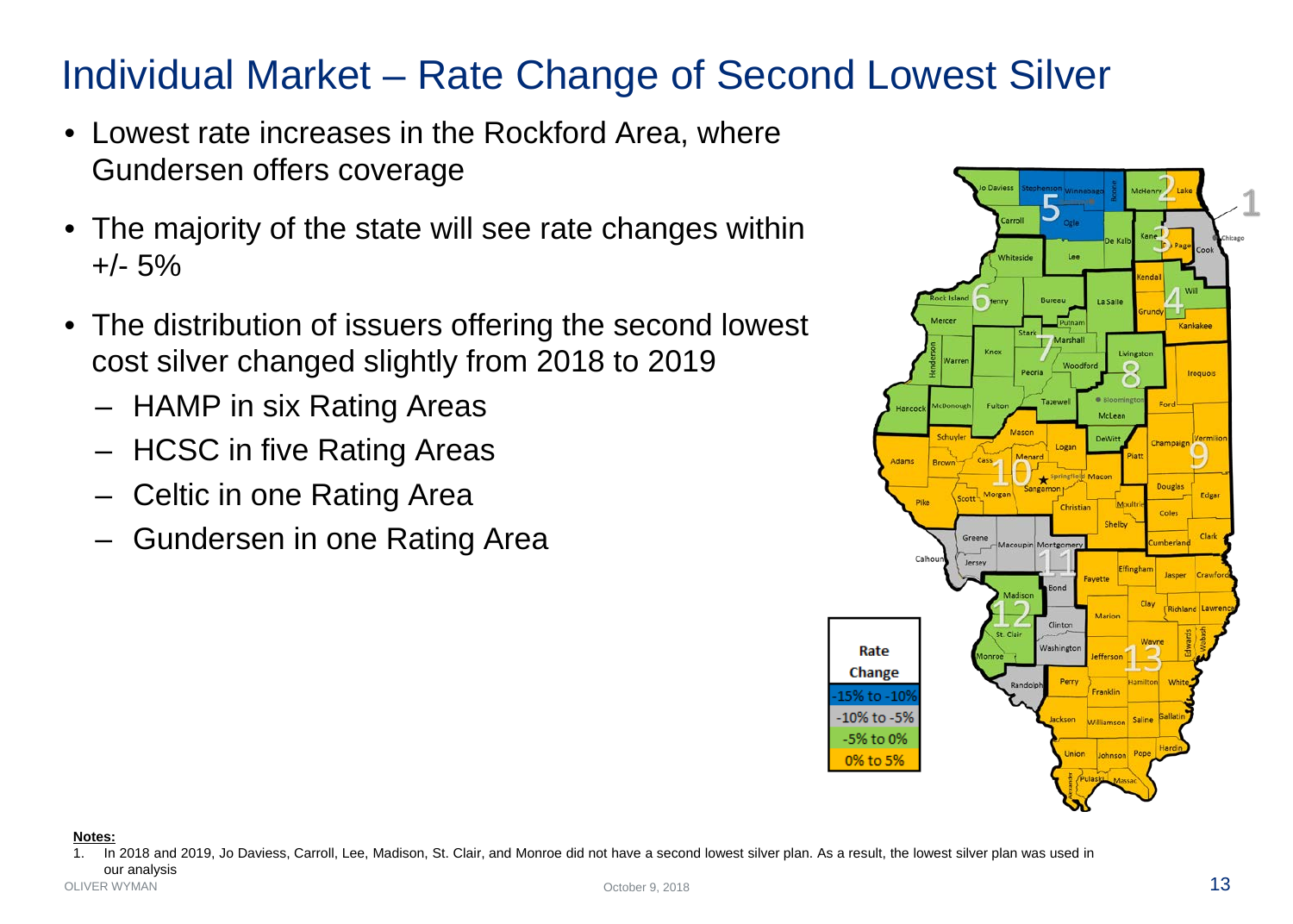# Individual Market – Rate Change of Second Lowest Silver

- Lowest rate increases in the Rockford Area, where Gundersen offers coverage
- The majority of the state will see rate changes within +/- 5%
- The distribution of issuers offering the second lowest cost silver changed slightly from 2018 to 2019
  - HAMP in six Rating Areas
  - HCSC in five Rating Areas
  - Celtic in one Rating Area
  - Gundersen in one Rating Area

| Rate Change |
| --- |
| -15% to -10% |
| -10% to -5% |
| -5% to 0% |
| 0% to 5% |

**Notes:**

1. In 2018 and 2019, Jo Daviess, Carroll, Lee, Madison, St. Clair, and Monroe did not have a second lowest silver plan. As a result, the lowest silver plan was used in our analysis

OLIVER WYMAN

October 9, 2018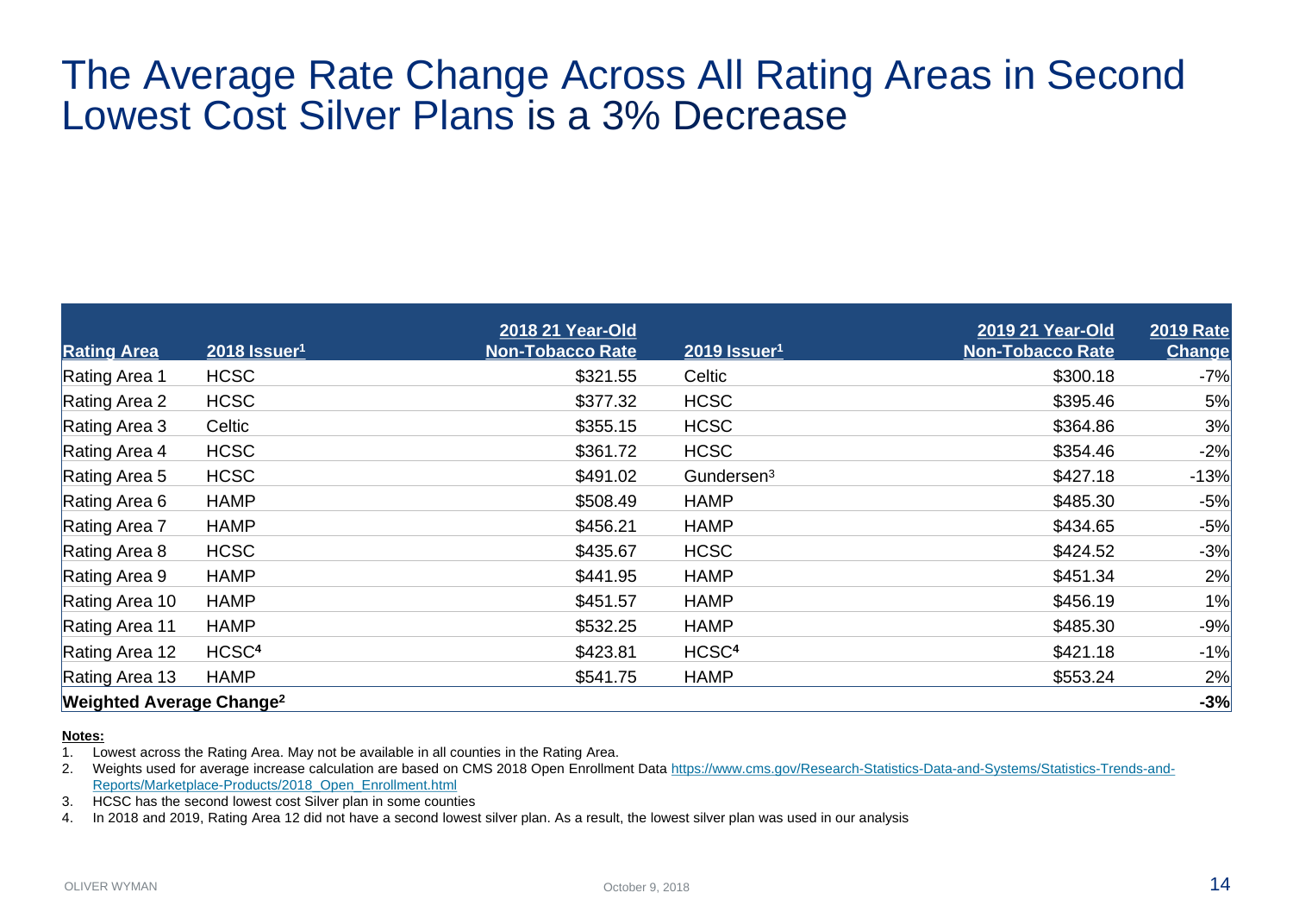# The Average Rate Change Across All Rating Areas in Second Lowest Cost Silver Plans is a 3% Decrease

| Rating Area | 2018 Issuer[1] | 2018 21 Year-Old Non-Tobacco Rate | 2019 Issuer[1] | 2019 21 Year-Old Non-Tobacco Rate | 2019 Rate Change |
|---|---|---|---|---|---|
| Rating Area 1 | HCSC | $321.55 | Celtic | $300.18 | -7% |
| Rating Area 2 | HCSC | $377.32 | HCSC | $395.46 | 5% |
| Rating Area 3 | Celtic | $355.15 | HCSC | $364.86 | 3% |
| Rating Area 4 | HCSC | $361.72 | HCSC | $354.46 | -2% |
| Rating Area 5 | HCSC | $491.02 | Gundersen[3] | $427.18 | -13% |
| Rating Area 6 | HAMP | $508.49 | HAMP | $485.30 | -5% |
| Rating Area 7 | HAMP | $456.21 | HAMP | $434.65 | -5% |
| Rating Area 8 | HCSC | $435.67 | HCSC | $424.52 | -3% |
| Rating Area 9 | HAMP | $441.95 | HAMP | $451.34 | 2% |
| Rating Area 10 | HAMP | $451.57 | HAMP | $456.19 | 1% |
| Rating Area 11 | HAMP | $532.25 | HAMP | $485.30 | -9% |
| Rating Area 12 | HCSC[4] | $423.81 | HCSC[4] | $421.18 | -1% |
| Rating Area 13 | HAMP | $541.75 | HAMP | $553.24 | 2% |
| **Weighted Average Change[2]** | | | | | **-3%** |

**Notes:**

1. Lowest across the Rating Area. May not be available in all counties in the Rating Area.
2. Weights used for average increase calculation are based on CMS 2018 Open Enrollment Data https://www.cms.gov/Research-Statistics-Data-and-Systems/Statistics-Trends-and-Reports/Marketplace-Products/2018_Open_Enrollment.html
3. HCSC has the second lowest cost Silver plan in some counties
4. In 2018 and 2019, Rating Area 12 did not have a second lowest silver plan. As a result, the lowest silver plan was used in our analysis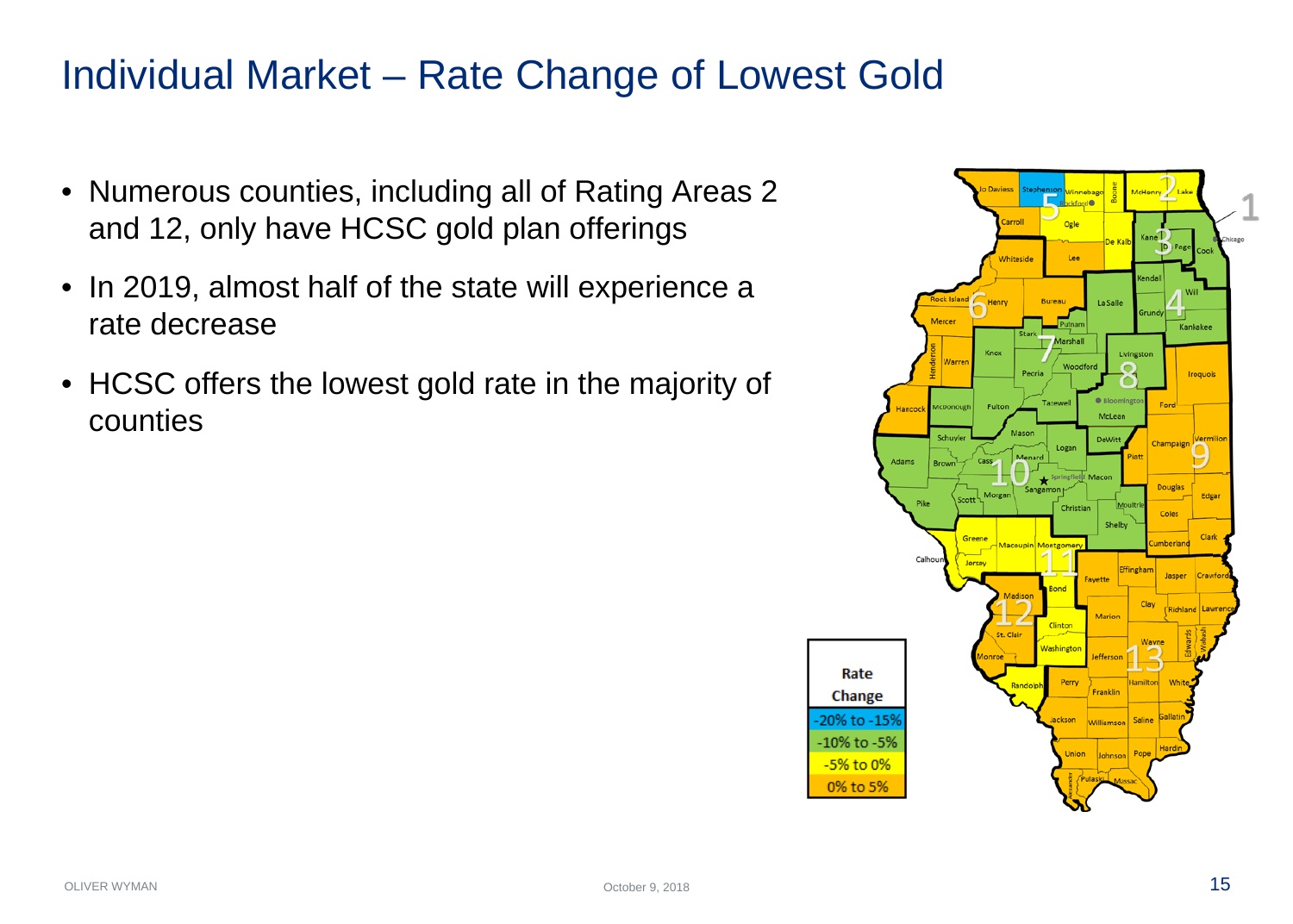# Individual Market – Rate Change of Lowest Gold

- Numerous counties, including all of Rating Areas 2 and 12, only have HCSC gold plan offerings
- In 2019, almost half of the state will experience a rate decrease
- HCSC offers the lowest gold rate in the majority of counties

| Rate Change |
| --- |
| -20% to -15% |
| -10% to -5% |
| -5% to 0% |
| 0% to 5% |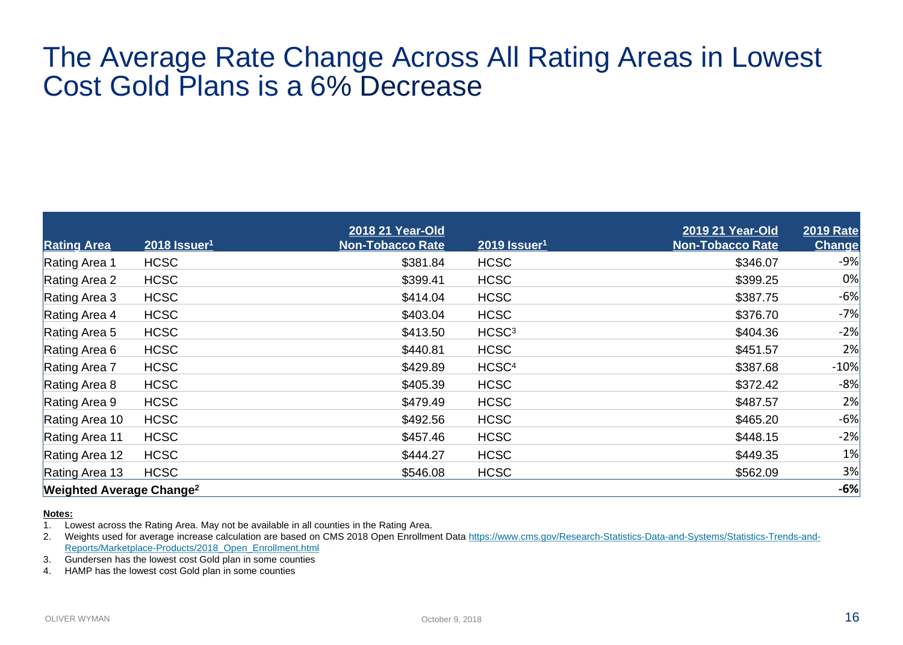# The Average Rate Change Across All Rating Areas in Lowest Cost Gold Plans is a 6% Decrease

| Rating Area | 2018 Issuer[1] | 2018 21 Year-Old Non-Tobacco Rate | 2019 Issuer[1] | 2019 21 Year-Old Non-Tobacco Rate | 2019 Rate Change |
|---|---|---|---|---|---|
| Rating Area 1 | HCSC | $381.84 | HCSC | $346.07 | -9% |
| Rating Area 2 | HCSC | $399.41 | HCSC | $399.25 | 0% |
| Rating Area 3 | HCSC | $414.04 | HCSC | $387.75 | -6% |
| Rating Area 4 | HCSC | $403.04 | HCSC | $376.70 | -7% |
| Rating Area 5 | HCSC | $413.50 | HCSC[3] | $404.36 | -2% |
| Rating Area 6 | HCSC | $440.81 | HCSC | $451.57 | 2% |
| Rating Area 7 | HCSC | $429.89 | HCSC[4] | $387.68 | -10% |
| Rating Area 8 | HCSC | $405.39 | HCSC | $372.42 | -8% |
| Rating Area 9 | HCSC | $479.49 | HCSC | $487.57 | 2% |
| Rating Area 10 | HCSC | $492.56 | HCSC | $465.20 | -6% |
| Rating Area 11 | HCSC | $457.46 | HCSC | $448.15 | -2% |
| Rating Area 12 | HCSC | $444.27 | HCSC | $449.35 | 1% |
| Rating Area 13 | HCSC | $546.08 | HCSC | $562.09 | 3% |
| **Weighted Average Change[2]** | | | | | **-6%** |

**Notes:**

1. Lowest across the Rating Area. May not be available in all counties in the Rating Area.
2. Weights used for average increase calculation are based on CMS 2018 Open Enrollment Data https://www.cms.gov/Research-Statistics-Data-and-Systems/Statistics-Trends-and-Reports/Marketplace-Products/2018_Open_Enrollment.html
3. Gundersen has the lowest cost Gold plan in some counties
4. HAMP has the lowest cost Gold plan in some counties